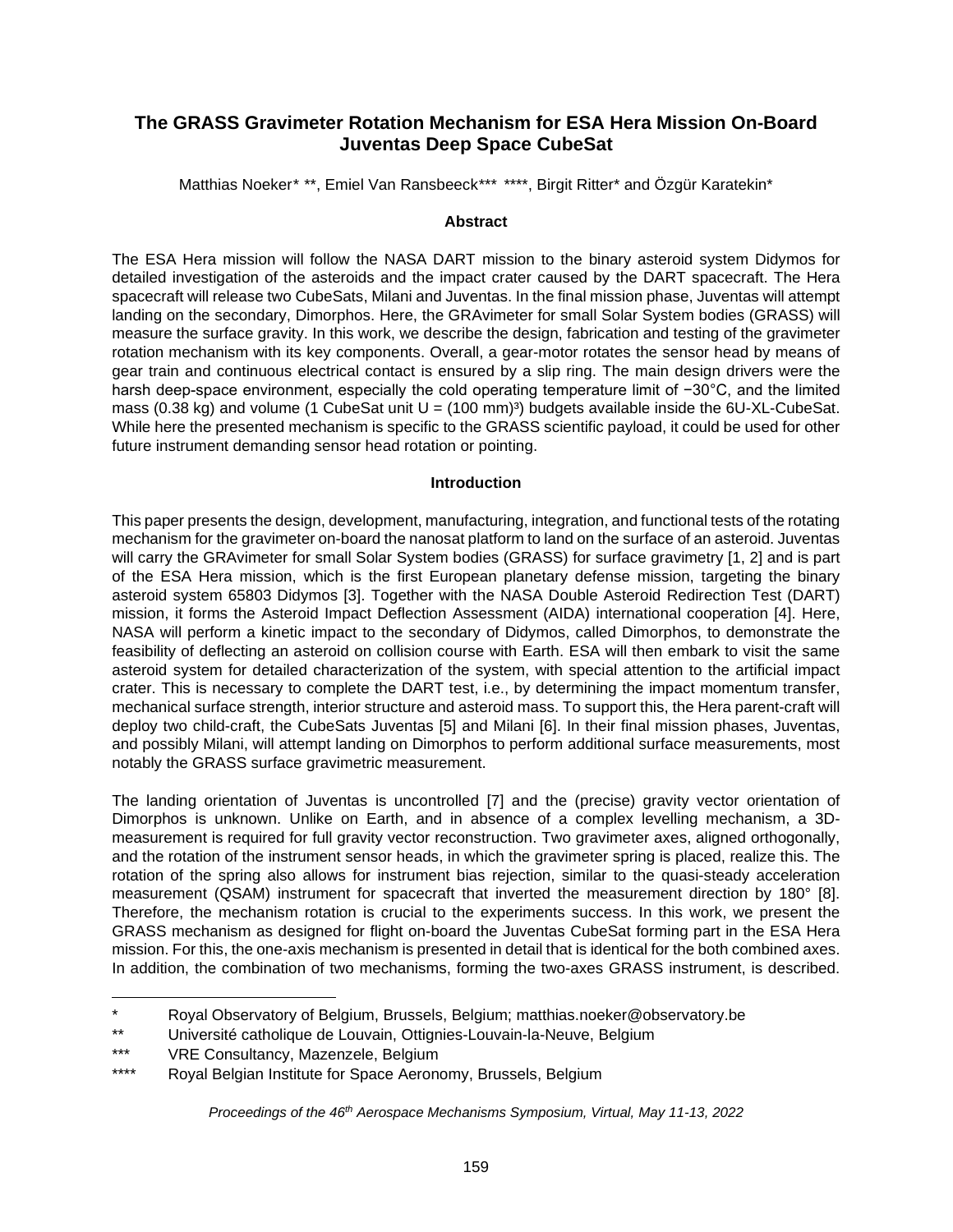# The GRASS Gravimeter Rotation Mechanism for ESA Hera Mission On-Board Juventas Deep Space CubeSat

Matthias Noeker* **, Emiel Van Ransbeeck*** ****, Birgit Ritter* and Özgür Karatekin*

## Abstract

The ESA Hera mission will follow the NASA DART mission to the binary asteroid system Didymos for detailed investigation of the asteroids and the impact crater caused by the DART spacecraft. The Hera spacecraft will release two CubeSats, Milani and Juventas. In the final mission phase, Juventas will attempt landing on the secondary, Dimorphos. Here, the GRAvimeter for small Solar System bodies (GRASS) will measure the surface gravity. In this work, we describe the design, fabrication and testing of the gravimeter rotation mechanism with its key components. Overall, a gear-motor rotates the sensor head by means of gear train and continuous electrical contact is ensured by a slip ring. The main design drivers were the harsh deep-space environment, especially the cold operating temperature limit of −30°C, and the limited mass (0.38 kg) and volume (1 CubeSat unit U = $(100\ \text{mm})^3$) budgets available inside the 6U-XL-CubeSat. While here the presented mechanism is specific to the GRASS scientific payload, it could be used for other future instrument demanding sensor head rotation or pointing.

## Introduction

This paper presents the design, development, manufacturing, integration, and functional tests of the rotating mechanism for the gravimeter on-board the nanosat platform to land on the surface of an asteroid. Juventas will carry the GRAvimeter for small Solar System bodies (GRASS) for surface gravimetry [1, 2] and is part of the ESA Hera mission, which is the first European planetary defense mission, targeting the binary asteroid system 65803 Didymos [3]. Together with the NASA Double Asteroid Redirection Test (DART) mission, it forms the Asteroid Impact Deflection Assessment (AIDA) international cooperation [4]. Here, NASA will perform a kinetic impact to the secondary of Didymos, called Dimorphos, to demonstrate the feasibility of deflecting an asteroid on collision course with Earth. ESA will then embark to visit the same asteroid system for detailed characterization of the system, with special attention to the artificial impact crater. This is necessary to complete the DART test, i.e., by determining the impact momentum transfer, mechanical surface strength, interior structure and asteroid mass. To support this, the Hera parent-craft will deploy two child-craft, the CubeSats Juventas [5] and Milani [6]. In their final mission phases, Juventas, and possibly Milani, will attempt landing on Dimorphos to perform additional surface measurements, most notably the GRASS surface gravimetric measurement.

The landing orientation of Juventas is uncontrolled [7] and the (precise) gravity vector orientation of Dimorphos is unknown. Unlike on Earth, and in absence of a complex levelling mechanism, a 3D-measurement is required for full gravity vector reconstruction. Two gravimeter axes, aligned orthogonally, and the rotation of the instrument sensor heads, in which the gravimeter spring is placed, realize this. The rotation of the spring also allows for instrument bias rejection, similar to the quasi-steady acceleration measurement (QSAM) instrument for spacecraft that inverted the measurement direction by 180° [8]. Therefore, the mechanism rotation is crucial to the experiments success. In this work, we present the GRASS mechanism as designed for flight on-board the Juventas CubeSat forming part in the ESA Hera mission. For this, the one-axis mechanism is presented in detail that is identical for the both combined axes. In addition, the combination of two mechanisms, forming the two-axes GRASS instrument, is described.

---

\* Royal Observatory of Belgium, Brussels, Belgium; matthias.noeker@observatory.be

\*\* Université catholique de Louvain, Ottignies-Louvain-la-Neuve, Belgium

\*\*\* VRE Consultancy, Mazenzele, Belgium

\*\*\*\* Royal Belgian Institute for Space Aeronomy, Brussels, Belgium

*Proceedings of the 46th Aerospace Mechanisms Symposium, Virtual, May 11-13, 2022*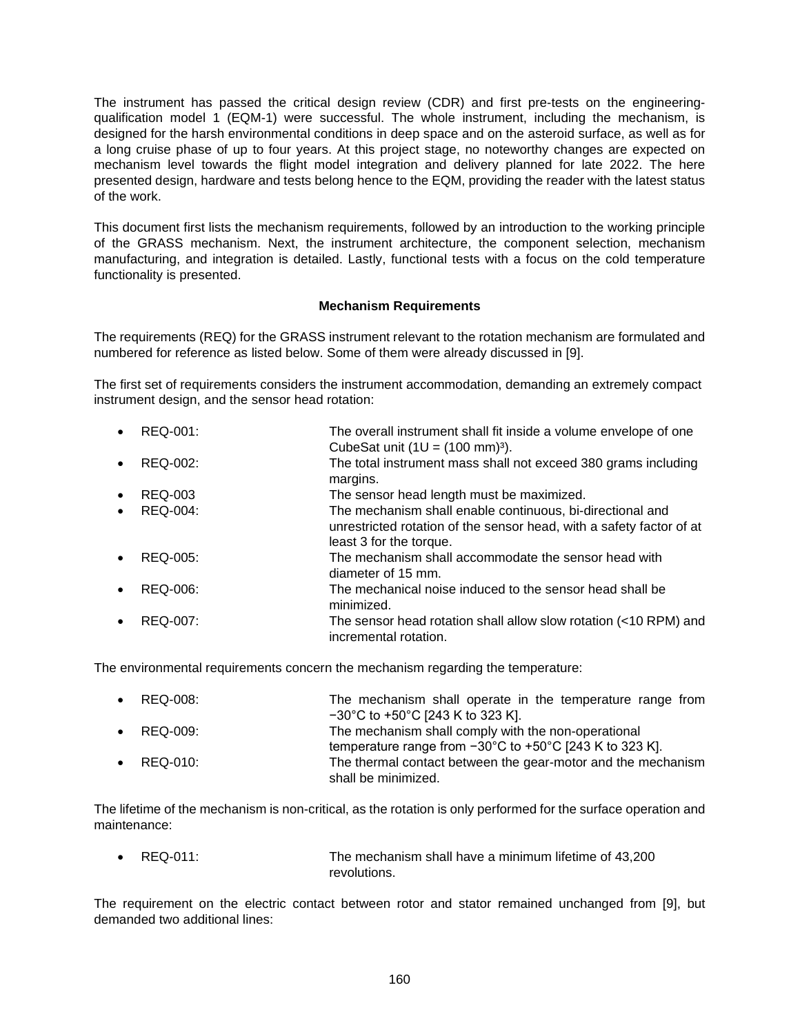The instrument has passed the critical design review (CDR) and first pre-tests on the engineering-qualification model 1 (EQM-1) were successful. The whole instrument, including the mechanism, is designed for the harsh environmental conditions in deep space and on the asteroid surface, as well as for a long cruise phase of up to four years. At this project stage, no noteworthy changes are expected on mechanism level towards the flight model integration and delivery planned for late 2022. The here presented design, hardware and tests belong hence to the EQM, providing the reader with the latest status of the work.

This document first lists the mechanism requirements, followed by an introduction to the working principle of the GRASS mechanism. Next, the instrument architecture, the component selection, mechanism manufacturing, and integration is detailed. Lastly, functional tests with a focus on the cold temperature functionality is presented.

### Mechanism Requirements

The requirements (REQ) for the GRASS instrument relevant to the rotation mechanism are formulated and numbered for reference as listed below. Some of them were already discussed in [9].

The first set of requirements considers the instrument accommodation, demanding an extremely compact instrument design, and the sensor head rotation:

- REQ-001: The overall instrument shall fit inside a volume envelope of one CubeSat unit ($1U = (100\ mm)^3$).
- REQ-002: The total instrument mass shall not exceed 380 grams including margins.
- REQ-003 The sensor head length must be maximized.
- REQ-004: The mechanism shall enable continuous, bi-directional and unrestricted rotation of the sensor head, with a safety factor of at least 3 for the torque.
- REQ-005: The mechanism shall accommodate the sensor head with diameter of 15 mm.
- REQ-006: The mechanical noise induced to the sensor head shall be minimized.
- REQ-007: The sensor head rotation shall allow slow rotation (<10 RPM) and incremental rotation.

The environmental requirements concern the mechanism regarding the temperature:

- REQ-008: The mechanism shall operate in the temperature range from −30°C to +50°C [243 K to 323 K].
- REQ-009: The mechanism shall comply with the non-operational temperature range from −30°C to +50°C [243 K to 323 K].
- REQ-010: The thermal contact between the gear-motor and the mechanism shall be minimized.

The lifetime of the mechanism is non-critical, as the rotation is only performed for the surface operation and maintenance:

- REQ-011: The mechanism shall have a minimum lifetime of 43,200 revolutions.

The requirement on the electric contact between rotor and stator remained unchanged from [9], but demanded two additional lines: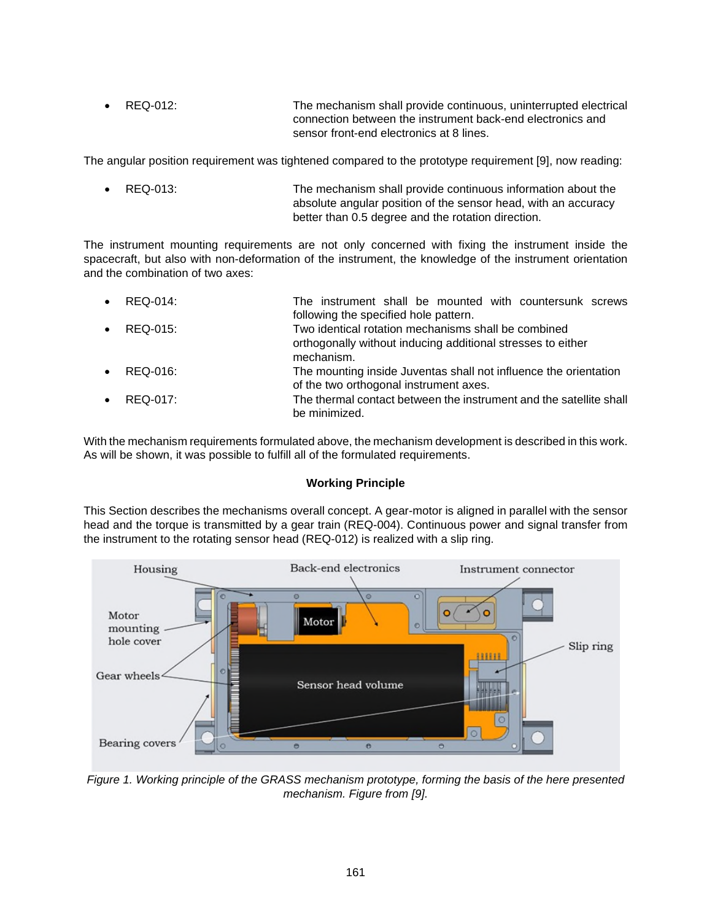- REQ-012: The mechanism shall provide continuous, uninterrupted electrical connection between the instrument back-end electronics and sensor front-end electronics at 8 lines.

The angular position requirement was tightened compared to the prototype requirement [9], now reading:

- REQ-013: The mechanism shall provide continuous information about the absolute angular position of the sensor head, with an accuracy better than 0.5 degree and the rotation direction.

The instrument mounting requirements are not only concerned with fixing the instrument inside the spacecraft, but also with non-deformation of the instrument, the knowledge of the instrument orientation and the combination of two axes:

- REQ-014: The instrument shall be mounted with countersunk screws following the specified hole pattern.
- REQ-015: Two identical rotation mechanisms shall be combined orthogonally without inducing additional stresses to either mechanism.
- REQ-016: The mounting inside Juventas shall not influence the orientation of the two orthogonal instrument axes.
- REQ-017: The thermal contact between the instrument and the satellite shall be minimized.

With the mechanism requirements formulated above, the mechanism development is described in this work. As will be shown, it was possible to fulfill all of the formulated requirements.

## Working Principle

This Section describes the mechanisms overall concept. A gear-motor is aligned in parallel with the sensor head and the torque is transmitted by a gear train (REQ-004). Continuous power and signal transfer from the instrument to the rotating sensor head (REQ-012) is realized with a slip ring.

*Figure 1. Working principle of the GRASS mechanism prototype, forming the basis of the here presented mechanism. Figure from [9].*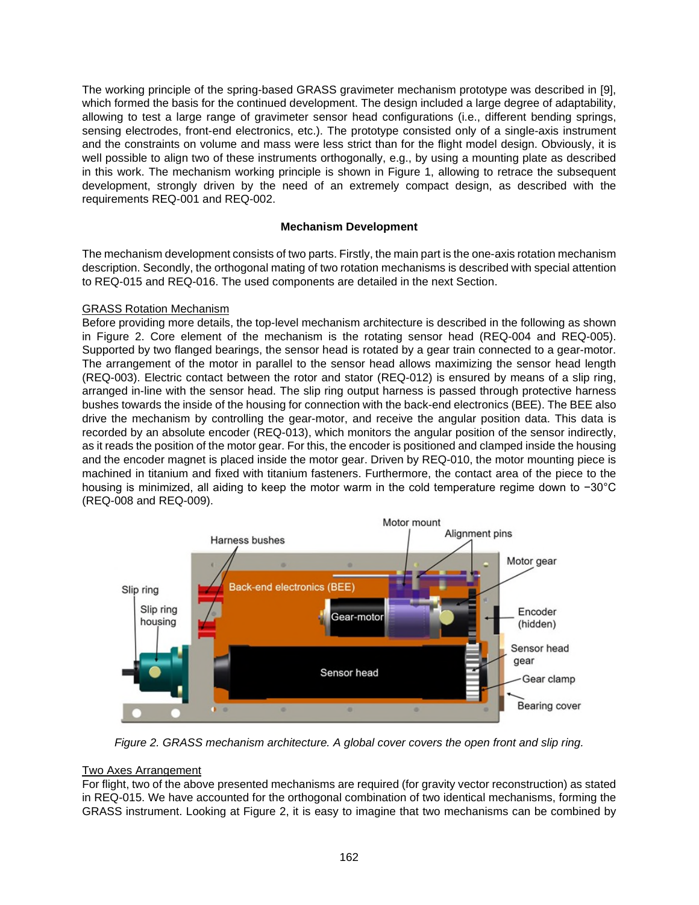The working principle of the spring-based GRASS gravimeter mechanism prototype was described in [9], which formed the basis for the continued development. The design included a large degree of adaptability, allowing to test a large range of gravimeter sensor head configurations (i.e., different bending springs, sensing electrodes, front-end electronics, etc.). The prototype consisted only of a single-axis instrument and the constraints on volume and mass were less strict than for the flight model design. Obviously, it is well possible to align two of these instruments orthogonally, e.g., by using a mounting plate as described in this work. The mechanism working principle is shown in Figure 1, allowing to retrace the subsequent development, strongly driven by the need of an extremely compact design, as described with the requirements REQ-001 and REQ-002.

## Mechanism Development

The mechanism development consists of two parts. Firstly, the main part is the one-axis rotation mechanism description. Secondly, the orthogonal mating of two rotation mechanisms is described with special attention to REQ-015 and REQ-016. The used components are detailed in the next Section.

### GRASS Rotation Mechanism

Before providing more details, the top-level mechanism architecture is described in the following as shown in Figure 2. Core element of the mechanism is the rotating sensor head (REQ-004 and REQ-005). Supported by two flanged bearings, the sensor head is rotated by a gear train connected to a gear-motor. The arrangement of the motor in parallel to the sensor head allows maximizing the sensor head length (REQ-003). Electric contact between the rotor and stator (REQ-012) is ensured by means of a slip ring, arranged in-line with the sensor head. The slip ring output harness is passed through protective harness bushes towards the inside of the housing for connection with the back-end electronics (BEE). The BEE also drive the mechanism by controlling the gear-motor, and receive the angular position data. This data is recorded by an absolute encoder (REQ-013), which monitors the angular position of the sensor indirectly, as it reads the position of the motor gear. For this, the encoder is positioned and clamped inside the housing and the encoder magnet is placed inside the motor gear. Driven by REQ-010, the motor mounting piece is machined in titanium and fixed with titanium fasteners. Furthermore, the contact area of the piece to the housing is minimized, all aiding to keep the motor warm in the cold temperature regime down to −30°C (REQ-008 and REQ-009).

*Figure 2. GRASS mechanism architecture. A global cover covers the open front and slip ring.*

### Two Axes Arrangement

For flight, two of the above presented mechanisms are required (for gravity vector reconstruction) as stated in REQ-015. We have accounted for the orthogonal combination of two identical mechanisms, forming the GRASS instrument. Looking at Figure 2, it is easy to imagine that two mechanisms can be combined by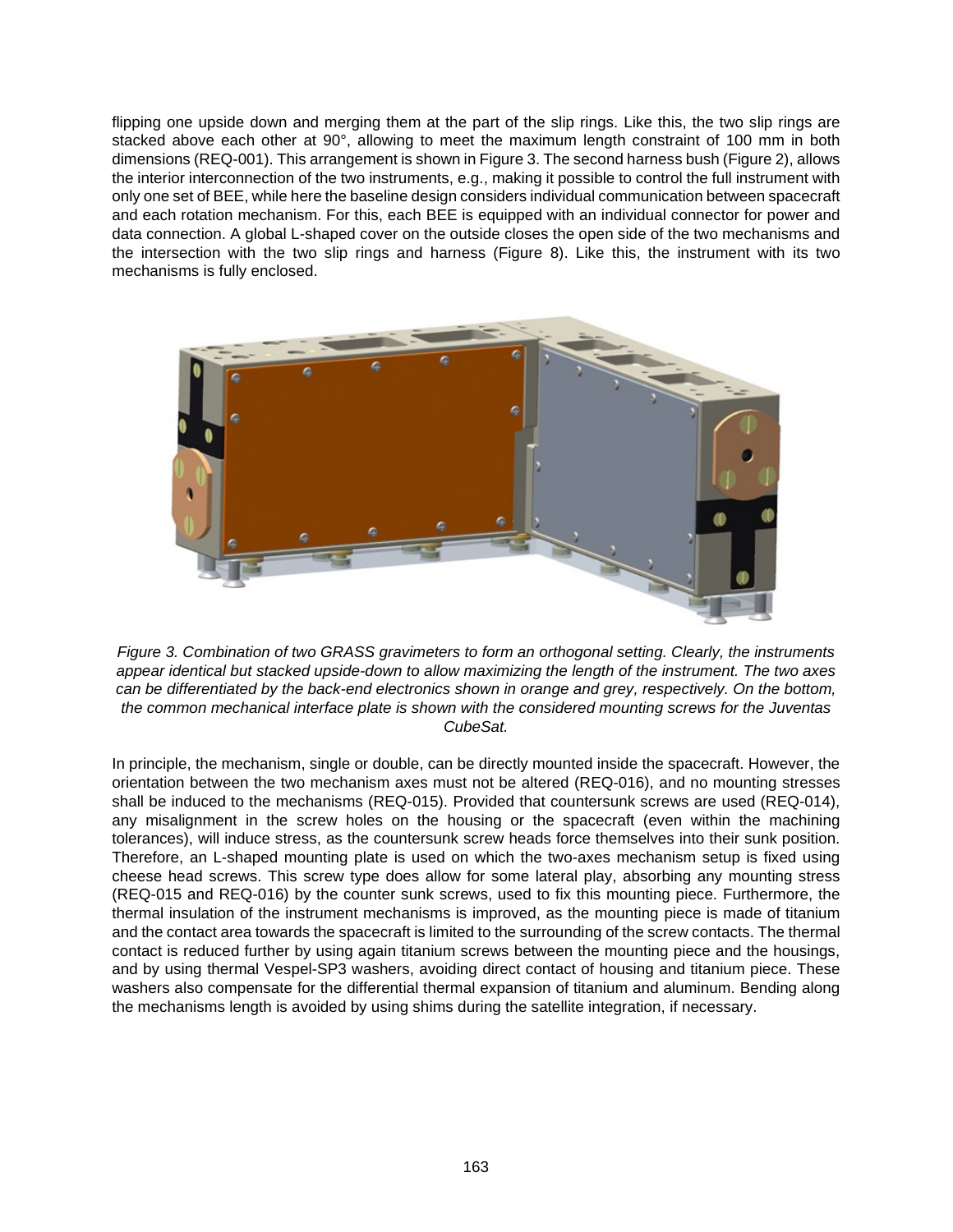flipping one upside down and merging them at the part of the slip rings. Like this, the two slip rings are stacked above each other at 90°, allowing to meet the maximum length constraint of 100 mm in both dimensions (REQ-001). This arrangement is shown in Figure 3. The second harness bush (Figure 2), allows the interior interconnection of the two instruments, e.g., making it possible to control the full instrument with only one set of BEE, while here the baseline design considers individual communication between spacecraft and each rotation mechanism. For this, each BEE is equipped with an individual connector for power and data connection. A global L-shaped cover on the outside closes the open side of the two mechanisms and the intersection with the two slip rings and harness (Figure 8). Like this, the instrument with its two mechanisms is fully enclosed.

*Figure 3. Combination of two GRASS gravimeters to form an orthogonal setting. Clearly, the instruments appear identical but stacked upside-down to allow maximizing the length of the instrument. The two axes can be differentiated by the back-end electronics shown in orange and grey, respectively. On the bottom, the common mechanical interface plate is shown with the considered mounting screws for the Juventas CubeSat.*

In principle, the mechanism, single or double, can be directly mounted inside the spacecraft. However, the orientation between the two mechanism axes must not be altered (REQ-016), and no mounting stresses shall be induced to the mechanisms (REQ-015). Provided that countersunk screws are used (REQ-014), any misalignment in the screw holes on the housing or the spacecraft (even within the machining tolerances), will induce stress, as the countersunk screw heads force themselves into their sunk position. Therefore, an L-shaped mounting plate is used on which the two-axes mechanism setup is fixed using cheese head screws. This screw type does allow for some lateral play, absorbing any mounting stress (REQ-015 and REQ-016) by the counter sunk screws, used to fix this mounting piece. Furthermore, the thermal insulation of the instrument mechanisms is improved, as the mounting piece is made of titanium and the contact area towards the spacecraft is limited to the surrounding of the screw contacts. The thermal contact is reduced further by using again titanium screws between the mounting piece and the housings, and by using thermal Vespel-SP3 washers, avoiding direct contact of housing and titanium piece. These washers also compensate for the differential thermal expansion of titanium and aluminum. Bending along the mechanisms length is avoided by using shims during the satellite integration, if necessary.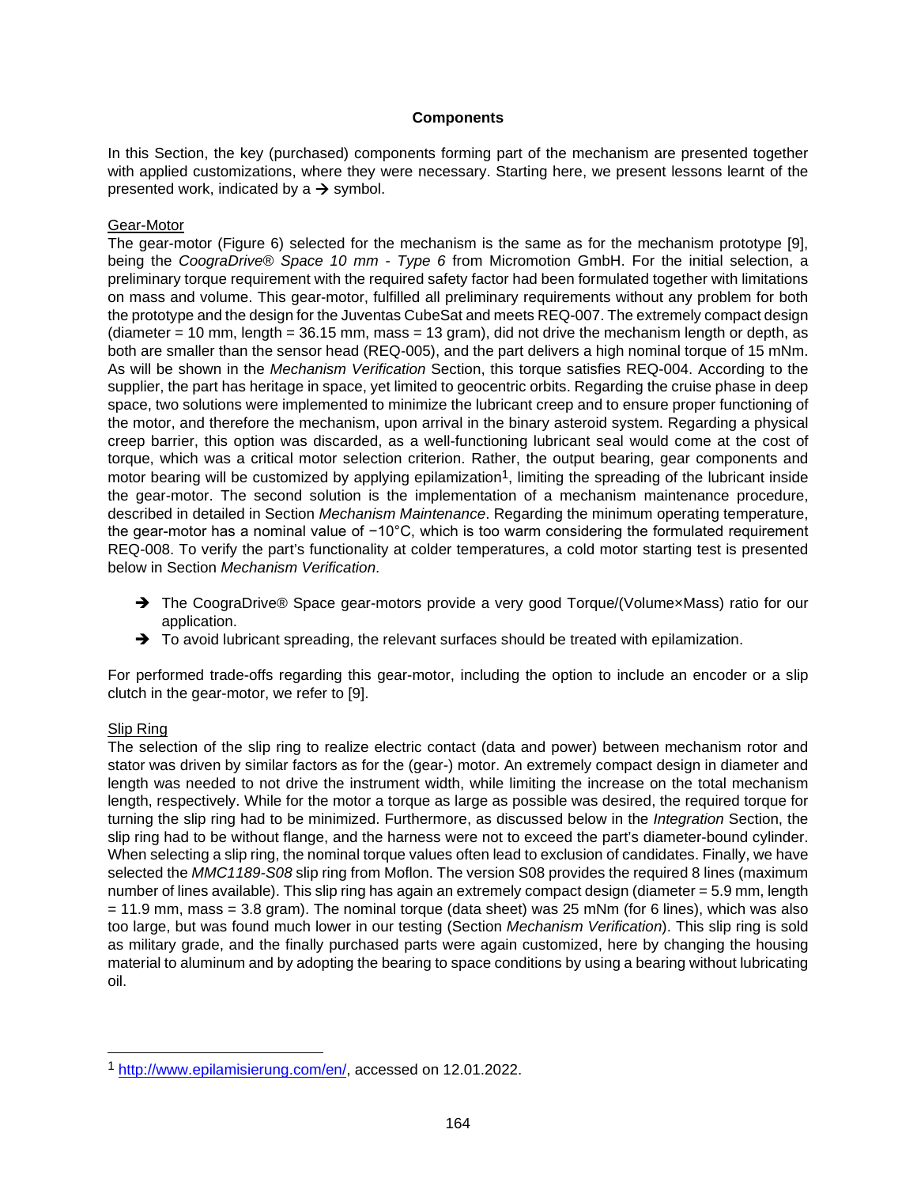## Components

In this Section, the key (purchased) components forming part of the mechanism are presented together with applied customizations, where they were necessary. Starting here, we present lessons learnt of the presented work, indicated by a → symbol.

### Gear-Motor

The gear-motor (Figure 6) selected for the mechanism is the same as for the mechanism prototype [9], being the *CoograDrive® Space 10 mm - Type 6* from Micromotion GmbH. For the initial selection, a preliminary torque requirement with the required safety factor had been formulated together with limitations on mass and volume. This gear-motor, fulfilled all preliminary requirements without any problem for both the prototype and the design for the Juventas CubeSat and meets REQ-007. The extremely compact design (diameter = 10 mm, length = 36.15 mm, mass = 13 gram), did not drive the mechanism length or depth, as both are smaller than the sensor head (REQ-005), and the part delivers a high nominal torque of 15 mNm. As will be shown in the *Mechanism Verification* Section, this torque satisfies REQ-004. According to the supplier, the part has heritage in space, yet limited to geocentric orbits. Regarding the cruise phase in deep space, two solutions were implemented to minimize the lubricant creep and to ensure proper functioning of the motor, and therefore the mechanism, upon arrival in the binary asteroid system. Regarding a physical creep barrier, this option was discarded, as a well-functioning lubricant seal would come at the cost of torque, which was a critical motor selection criterion. Rather, the output bearing, gear components and motor bearing will be customized by applying epilamization[1], limiting the spreading of the lubricant inside the gear-motor. The second solution is the implementation of a mechanism maintenance procedure, described in detailed in Section *Mechanism Maintenance*. Regarding the minimum operating temperature, the gear-motor has a nominal value of −10°C, which is too warm considering the formulated requirement REQ-008. To verify the part's functionality at colder temperatures, a cold motor starting test is presented below in Section *Mechanism Verification*.

- → The CoograDrive® Space gear-motors provide a very good Torque/(Volume×Mass) ratio for our application.
- → To avoid lubricant spreading, the relevant surfaces should be treated with epilamization.

For performed trade-offs regarding this gear-motor, including the option to include an encoder or a slip clutch in the gear-motor, we refer to [9].

### Slip Ring

The selection of the slip ring to realize electric contact (data and power) between mechanism rotor and stator was driven by similar factors as for the (gear-) motor. An extremely compact design in diameter and length was needed to not drive the instrument width, while limiting the increase on the total mechanism length, respectively. While for the motor a torque as large as possible was desired, the required torque for turning the slip ring had to be minimized. Furthermore, as discussed below in the *Integration* Section, the slip ring had to be without flange, and the harness were not to exceed the part's diameter-bound cylinder. When selecting a slip ring, the nominal torque values often lead to exclusion of candidates. Finally, we have selected the *MMC1189-S08* slip ring from Moflon. The version S08 provides the required 8 lines (maximum number of lines available). This slip ring has again an extremely compact design (diameter = 5.9 mm, length = 11.9 mm, mass = 3.8 gram). The nominal torque (data sheet) was 25 mNm (for 6 lines), which was also too large, but was found much lower in our testing (Section *Mechanism Verification*). This slip ring is sold as military grade, and the finally purchased parts were again customized, here by changing the housing material to aluminum and by adopting the bearing to space conditions by using a bearing without lubricating oil.

---

[1] http://www.epilamisierung.com/en/, accessed on 12.01.2022.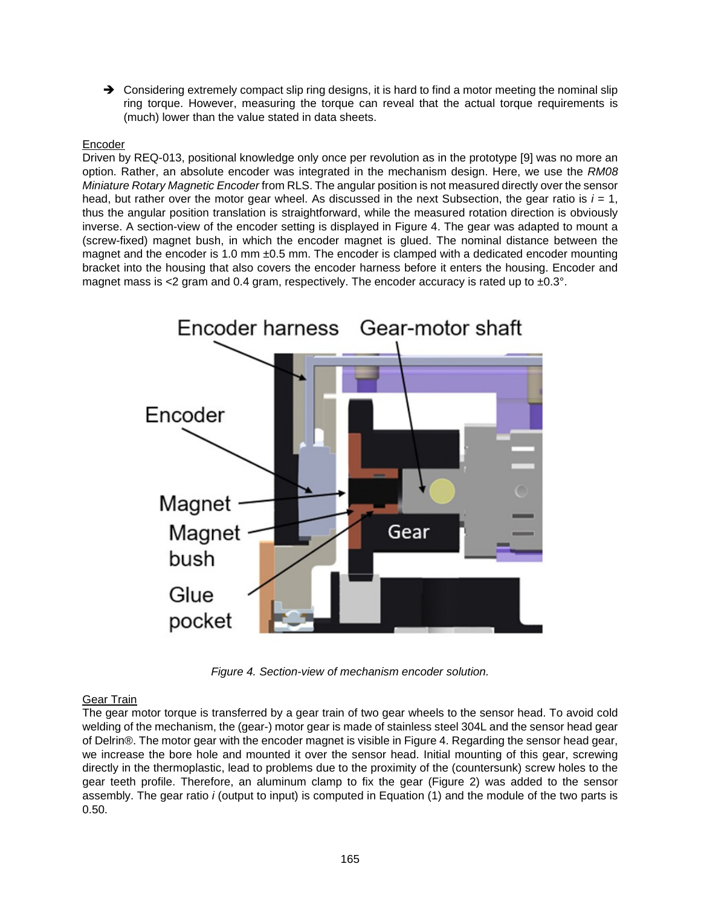➔ Considering extremely compact slip ring designs, it is hard to find a motor meeting the nominal slip ring torque. However, measuring the torque can reveal that the actual torque requirements is (much) lower than the value stated in data sheets.

Encoder

Driven by REQ-013, positional knowledge only once per revolution as in the prototype [9] was no more an option. Rather, an absolute encoder was integrated in the mechanism design. Here, we use the *RM08 Miniature Rotary Magnetic Encoder* from RLS. The angular position is not measured directly over the sensor head, but rather over the motor gear wheel. As discussed in the next Subsection, the gear ratio is $i$ = 1, thus the angular position translation is straightforward, while the measured rotation direction is obviously inverse. A section-view of the encoder setting is displayed in Figure 4. The gear was adapted to mount a (screw-fixed) magnet bush, in which the encoder magnet is glued. The nominal distance between the magnet and the encoder is 1.0 mm ±0.5 mm. The encoder is clamped with a dedicated encoder mounting bracket into the housing that also covers the encoder harness before it enters the housing. Encoder and magnet mass is <2 gram and 0.4 gram, respectively. The encoder accuracy is rated up to ±0.3°.

*Figure 4. Section-view of mechanism encoder solution.*

Gear Train

The gear motor torque is transferred by a gear train of two gear wheels to the sensor head. To avoid cold welding of the mechanism, the (gear-) motor gear is made of stainless steel 304L and the sensor head gear of Delrin®. The motor gear with the encoder magnet is visible in Figure 4. Regarding the sensor head gear, we increase the bore hole and mounted it over the sensor head. Initial mounting of this gear, screwing directly in the thermoplastic, lead to problems due to the proximity of the (countersunk) screw holes to the gear teeth profile. Therefore, an aluminum clamp to fix the gear (Figure 2) was added to the sensor assembly. The gear ratio $i$ (output to input) is computed in Equation (1) and the module of the two parts is 0.50.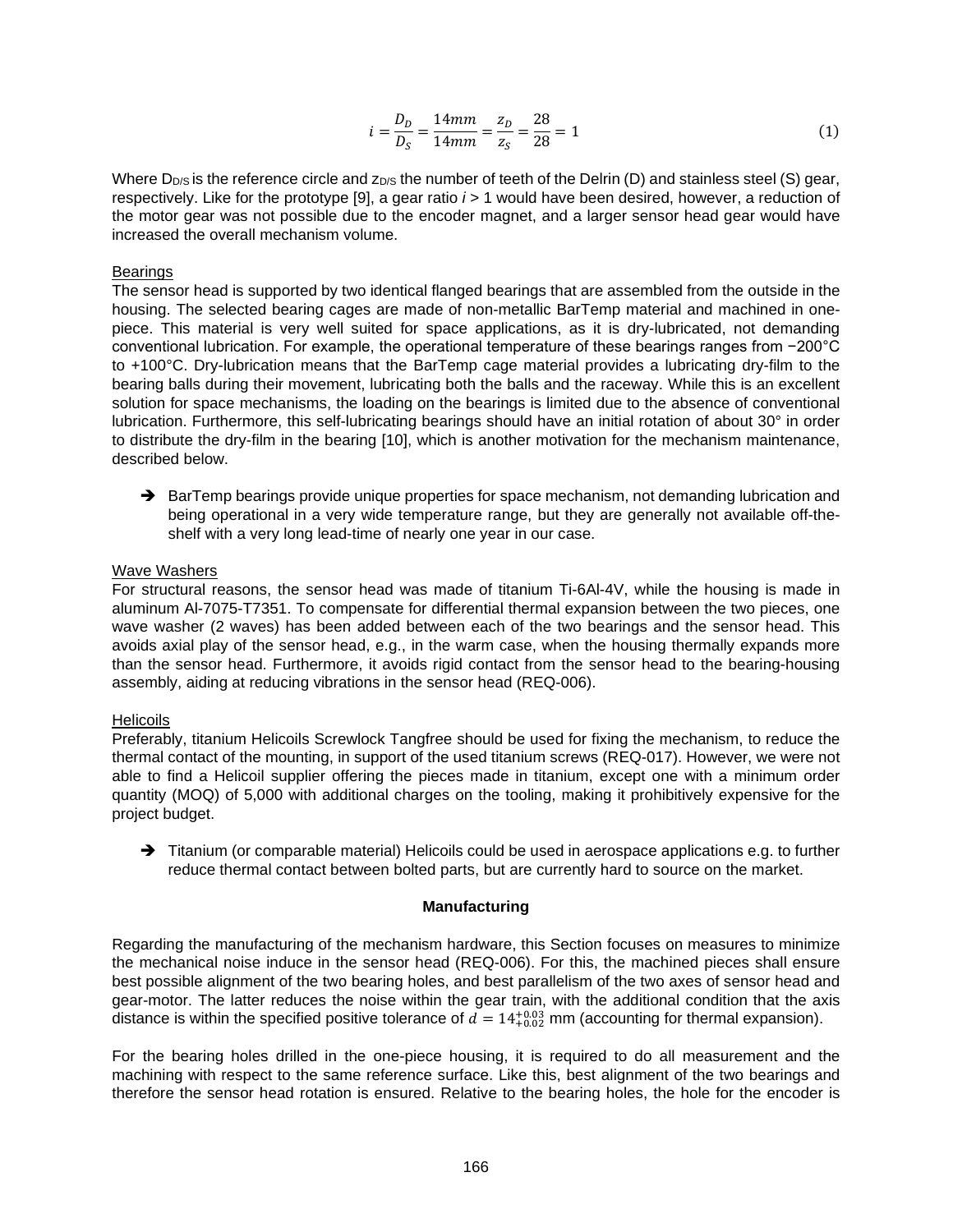$$i = \frac{D_D}{D_S} = \frac{14mm}{14mm} = \frac{z_D}{z_S} = \frac{28}{28} = 1 \quad (1)$$

Where $D_{D/S}$ is the reference circle and $z_{D/S}$ the number of teeth of the Delrin (D) and stainless steel (S) gear, respectively. Like for the prototype [9], a gear ratio $i > 1$ would have been desired, however, a reduction of the motor gear was not possible due to the encoder magnet, and a larger sensor head gear would have increased the overall mechanism volume.

#### Bearings

The sensor head is supported by two identical flanged bearings that are assembled from the outside in the housing. The selected bearing cages are made of non-metallic BarTemp material and machined in one-piece. This material is very well suited for space applications, as it is dry-lubricated, not demanding conventional lubrication. For example, the operational temperature of these bearings ranges from −200°C to +100°C. Dry-lubrication means that the BarTemp cage material provides a lubricating dry-film to the bearing balls during their movement, lubricating both the balls and the raceway. While this is an excellent solution for space mechanisms, the loading on the bearings is limited due to the absence of conventional lubrication. Furthermore, this self-lubricating bearings should have an initial rotation of about 30° in order to distribute the dry-film in the bearing [10], which is another motivation for the mechanism maintenance, described below.

- ➔ BarTemp bearings provide unique properties for space mechanism, not demanding lubrication and being operational in a very wide temperature range, but they are generally not available off-the-shelf with a very long lead-time of nearly one year in our case.

#### Wave Washers

For structural reasons, the sensor head was made of titanium Ti-6Al-4V, while the housing is made in aluminum Al-7075-T7351. To compensate for differential thermal expansion between the two pieces, one wave washer (2 waves) has been added between each of the two bearings and the sensor head. This avoids axial play of the sensor head, e.g., in the warm case, when the housing thermally expands more than the sensor head. Furthermore, it avoids rigid contact from the sensor head to the bearing-housing assembly, aiding at reducing vibrations in the sensor head (REQ-006).

#### Helicoils

Preferably, titanium Helicoils Screwlock Tangfree should be used for fixing the mechanism, to reduce the thermal contact of the mounting, in support of the used titanium screws (REQ-017). However, we were not able to find a Helicoil supplier offering the pieces made in titanium, except one with a minimum order quantity (MOQ) of 5,000 with additional charges on the tooling, making it prohibitively expensive for the project budget.

- ➔ Titanium (or comparable material) Helicoils could be used in aerospace applications e.g. to further reduce thermal contact between bolted parts, but are currently hard to source on the market.

### Manufacturing

Regarding the manufacturing of the mechanism hardware, this Section focuses on measures to minimize the mechanical noise induce in the sensor head (REQ-006). For this, the machined pieces shall ensure best possible alignment of the two bearing holes, and best parallelism of the two axes of sensor head and gear-motor. The latter reduces the noise within the gear train, with the additional condition that the axis distance is within the specified positive tolerance of $d = 14^{+0.03}_{+0.02}$ mm (accounting for thermal expansion).

For the bearing holes drilled in the one-piece housing, it is required to do all measurement and the machining with respect to the same reference surface. Like this, best alignment of the two bearings and therefore the sensor head rotation is ensured. Relative to the bearing holes, the hole for the encoder is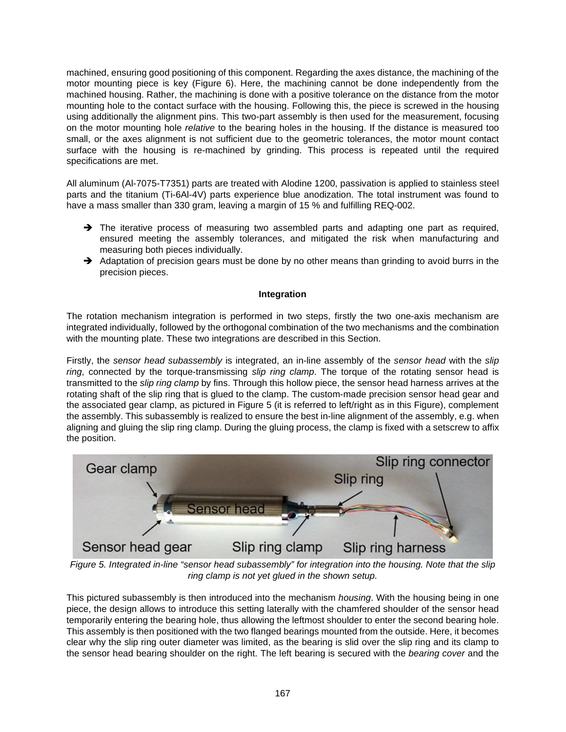machined, ensuring good positioning of this component. Regarding the axes distance, the machining of the motor mounting piece is key (Figure 6). Here, the machining cannot be done independently from the machined housing. Rather, the machining is done with a positive tolerance on the distance from the motor mounting hole to the contact surface with the housing. Following this, the piece is screwed in the housing using additionally the alignment pins. This two-part assembly is then used for the measurement, focusing on the motor mounting hole *relative* to the bearing holes in the housing. If the distance is measured too small, or the axes alignment is not sufficient due to the geometric tolerances, the motor mount contact surface with the housing is re-machined by grinding. This process is repeated until the required specifications are met.

All aluminum (Al-7075-T7351) parts are treated with Alodine 1200, passivation is applied to stainless steel parts and the titanium (Ti-6Al-4V) parts experience blue anodization. The total instrument was found to have a mass smaller than 330 gram, leaving a margin of 15 % and fulfilling REQ-002.

- ➔ The iterative process of measuring two assembled parts and adapting one part as required, ensured meeting the assembly tolerances, and mitigated the risk when manufacturing and measuring both pieces individually.
- ➔ Adaptation of precision gears must be done by no other means than grinding to avoid burrs in the precision pieces.

## Integration

The rotation mechanism integration is performed in two steps, firstly the two one-axis mechanism are integrated individually, followed by the orthogonal combination of the two mechanisms and the combination with the mounting plate. These two integrations are described in this Section.

Firstly, the *sensor head subassembly* is integrated, an in-line assembly of the *sensor head* with the *slip ring*, connected by the torque-transmissing *slip ring clamp*. The torque of the rotating sensor head is transmitted to the *slip ring clamp* by fins. Through this hollow piece, the sensor head harness arrives at the rotating shaft of the slip ring that is glued to the clamp. The custom-made precision sensor head gear and the associated gear clamp, as pictured in Figure 5 (it is referred to left/right as in this Figure), complement the assembly. This subassembly is realized to ensure the best in-line alignment of the assembly, e.g. when aligning and gluing the slip ring clamp. During the gluing process, the clamp is fixed with a setscrew to affix the position.

*Figure 5. Integrated in-line "sensor head subassembly" for integration into the housing. Note that the slip ring clamp is not yet glued in the shown setup.*

This pictured subassembly is then introduced into the mechanism *housing*. With the housing being in one piece, the design allows to introduce this setting laterally with the chamfered shoulder of the sensor head temporarily entering the bearing hole, thus allowing the leftmost shoulder to enter the second bearing hole. This assembly is then positioned with the two flanged bearings mounted from the outside. Here, it becomes clear why the slip ring outer diameter was limited, as the bearing is slid over the slip ring and its clamp to the sensor head bearing shoulder on the right. The left bearing is secured with the *bearing cover* and the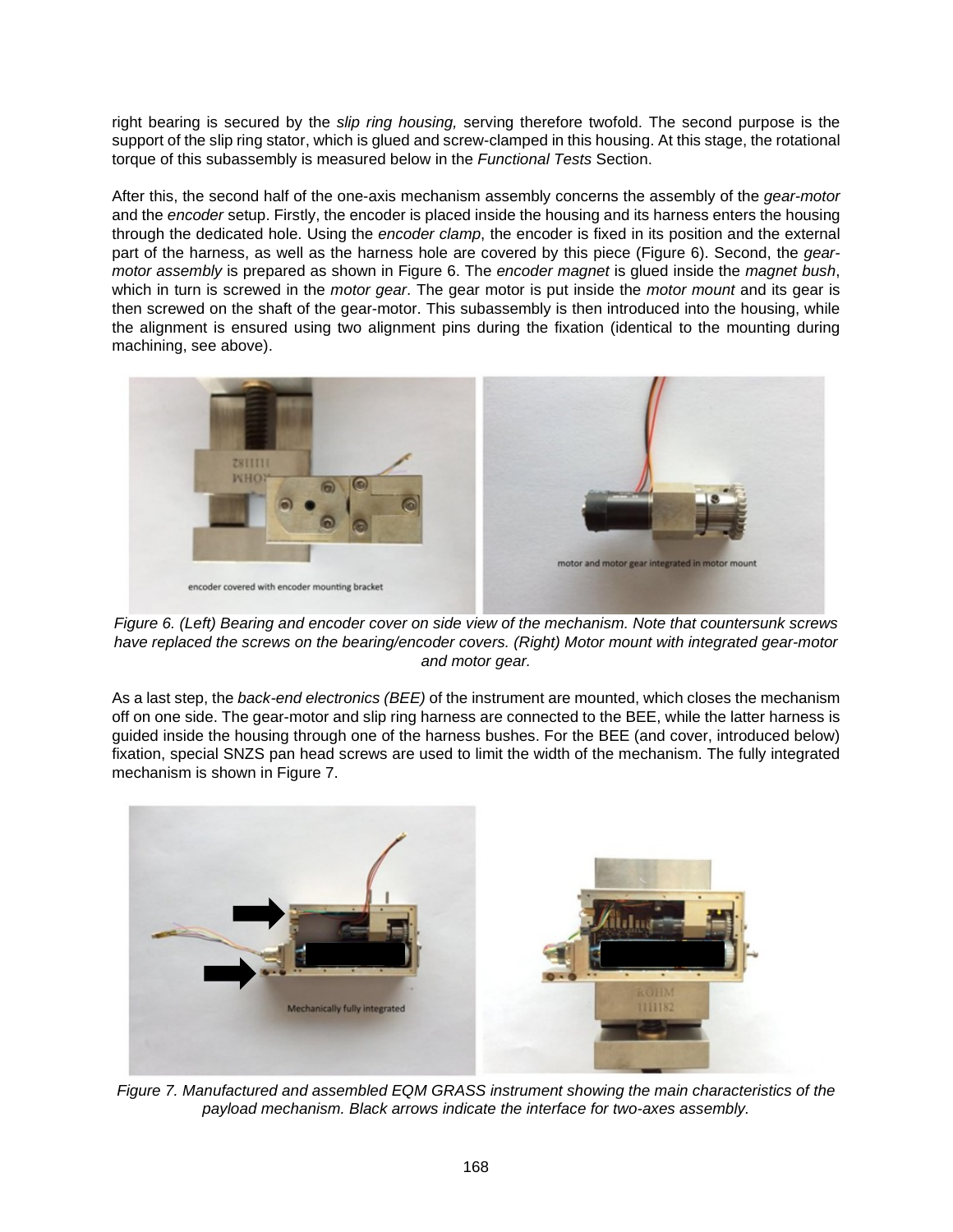right bearing is secured by the *slip ring housing,* serving therefore twofold. The second purpose is the support of the slip ring stator, which is glued and screw-clamped in this housing. At this stage, the rotational torque of this subassembly is measured below in the *Functional Tests* Section.

After this, the second half of the one-axis mechanism assembly concerns the assembly of the *gear-motor* and the *encoder* setup. Firstly, the encoder is placed inside the housing and its harness enters the housing through the dedicated hole. Using the *encoder clamp*, the encoder is fixed in its position and the external part of the harness, as well as the harness hole are covered by this piece (Figure 6). Second, the *gear-motor assembly* is prepared as shown in Figure 6. The *encoder magnet* is glued inside the *magnet bush*, which in turn is screwed in the *motor gear*. The gear motor is put inside the *motor mount* and its gear is then screwed on the shaft of the gear-motor. This subassembly is then introduced into the housing, while the alignment is ensured using two alignment pins during the fixation (identical to the mounting during machining, see above).

*Figure 6. (Left) Bearing and encoder cover on side view of the mechanism. Note that countersunk screws have replaced the screws on the bearing/encoder covers. (Right) Motor mount with integrated gear-motor and motor gear.*

As a last step, the *back-end electronics (BEE)* of the instrument are mounted, which closes the mechanism off on one side. The gear-motor and slip ring harness are connected to the BEE, while the latter harness is guided inside the housing through one of the harness bushes. For the BEE (and cover, introduced below) fixation, special SNZS pan head screws are used to limit the width of the mechanism. The fully integrated mechanism is shown in Figure 7.

*Figure 7. Manufactured and assembled EQM GRASS instrument showing the main characteristics of the payload mechanism. Black arrows indicate the interface for two-axes assembly.*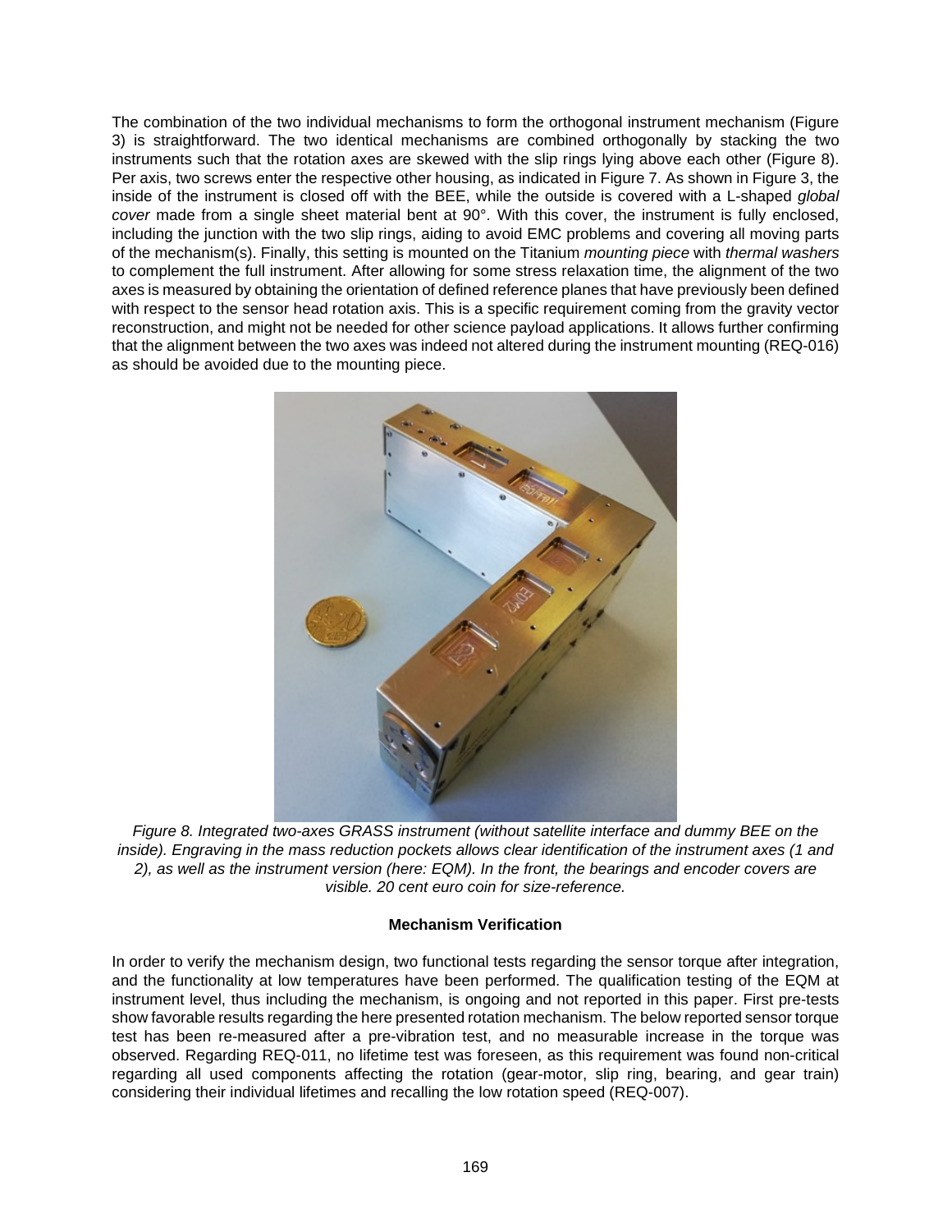The combination of the two individual mechanisms to form the orthogonal instrument mechanism (Figure 3) is straightforward. The two identical mechanisms are combined orthogonally by stacking the two instruments such that the rotation axes are skewed with the slip rings lying above each other (Figure 8). Per axis, two screws enter the respective other housing, as indicated in Figure 7. As shown in Figure 3, the inside of the instrument is closed off with the BEE, while the outside is covered with a L-shaped *global cover* made from a single sheet material bent at 90°. With this cover, the instrument is fully enclosed, including the junction with the two slip rings, aiding to avoid EMC problems and covering all moving parts of the mechanism(s). Finally, this setting is mounted on the Titanium *mounting piece* with *thermal washers* to complement the full instrument. After allowing for some stress relaxation time, the alignment of the two axes is measured by obtaining the orientation of defined reference planes that have previously been defined with respect to the sensor head rotation axis. This is a specific requirement coming from the gravity vector reconstruction, and might not be needed for other science payload applications. It allows further confirming that the alignment between the two axes was indeed not altered during the instrument mounting (REQ-016) as should be avoided due to the mounting piece.

*Figure 8. Integrated two-axes GRASS instrument (without satellite interface and dummy BEE on the inside). Engraving in the mass reduction pockets allows clear identification of the instrument axes (1 and 2), as well as the instrument version (here: EQM). In the front, the bearings and encoder covers are visible. 20 cent euro coin for size-reference.*

**Mechanism Verification**

In order to verify the mechanism design, two functional tests regarding the sensor torque after integration, and the functionality at low temperatures have been performed. The qualification testing of the EQM at instrument level, thus including the mechanism, is ongoing and not reported in this paper. First pre-tests show favorable results regarding the here presented rotation mechanism. The below reported sensor torque test has been re-measured after a pre-vibration test, and no measurable increase in the torque was observed. Regarding REQ-011, no lifetime test was foreseen, as this requirement was found non-critical regarding all used components affecting the rotation (gear-motor, slip ring, bearing, and gear train) considering their individual lifetimes and recalling the low rotation speed (REQ-007).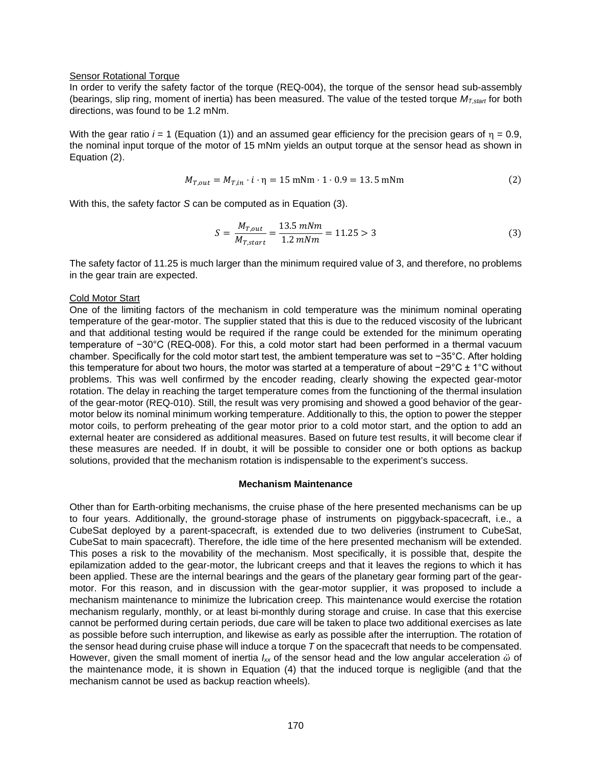Sensor Rotational Torque

In order to verify the safety factor of the torque (REQ-004), the torque of the sensor head sub-assembly (bearings, slip ring, moment of inertia) has been measured. The value of the tested torque $M_{T,start}$ for both directions, was found to be 1.2 mNm.

With the gear ratio $i = 1$ (Equation (1)) and an assumed gear efficiency for the precision gears of $\eta = 0.9$, the nominal input torque of the motor of 15 mNm yields an output torque at the sensor head as shown in Equation (2).

$$M_{T,out} = M_{T,in} \cdot i \cdot \eta = 15 \text{ mNm} \cdot 1 \cdot 0.9 = 13.5 \text{ mNm} \tag{2}$$

With this, the safety factor $S$ can be computed as in Equation (3).

$$S = \frac{M_{T,out}}{M_{T,start}} = \frac{13.5 \; mNm}{1.2 \; mNm} = 11.25 > 3 \tag{3}$$

The safety factor of 11.25 is much larger than the minimum required value of 3, and therefore, no problems in the gear train are expected.

Cold Motor Start

One of the limiting factors of the mechanism in cold temperature was the minimum nominal operating temperature of the gear-motor. The supplier stated that this is due to the reduced viscosity of the lubricant and that additional testing would be required if the range could be extended for the minimum operating temperature of −30°C (REQ-008). For this, a cold motor start had been performed in a thermal vacuum chamber. Specifically for the cold motor start test, the ambient temperature was set to −35°C. After holding this temperature for about two hours, the motor was started at a temperature of about −29°C ± 1°C without problems. This was well confirmed by the encoder reading, clearly showing the expected gear-motor rotation. The delay in reaching the target temperature comes from the functioning of the thermal insulation of the gear-motor (REQ-010). Still, the result was very promising and showed a good behavior of the gear-motor below its nominal minimum working temperature. Additionally to this, the option to power the stepper motor coils, to perform preheating of the gear motor prior to a cold motor start, and the option to add an external heater are considered as additional measures. Based on future test results, it will become clear if these measures are needed. If in doubt, it will be possible to consider one or both options as backup solutions, provided that the mechanism rotation is indispensable to the experiment's success.

### Mechanism Maintenance

Other than for Earth-orbiting mechanisms, the cruise phase of the here presented mechanisms can be up to four years. Additionally, the ground-storage phase of instruments on piggyback-spacecraft, i.e., a CubeSat deployed by a parent-spacecraft, is extended due to two deliveries (instrument to CubeSat, CubeSat to main spacecraft). Therefore, the idle time of the here presented mechanism will be extended. This poses a risk to the movability of the mechanism. Most specifically, it is possible that, despite the epilamization added to the gear-motor, the lubricant creeps and that it leaves the regions to which it has been applied. These are the internal bearings and the gears of the planetary gear forming part of the gear-motor. For this reason, and in discussion with the gear-motor supplier, it was proposed to include a mechanism maintenance to minimize the lubrication creep. This maintenance would exercise the rotation mechanism regularly, monthly, or at least bi-monthly during storage and cruise. In case that this exercise cannot be performed during certain periods, due care will be taken to place two additional exercises as late as possible before such interruption, and likewise as early as possible after the interruption. The rotation of the sensor head during cruise phase will induce a torque $T$ on the spacecraft that needs to be compensated. However, given the small moment of inertia $I_{xx}$ of the sensor head and the low angular acceleration $\ddot{\omega}$ of the maintenance mode, it is shown in Equation (4) that the induced torque is negligible (and that the mechanism cannot be used as backup reaction wheels).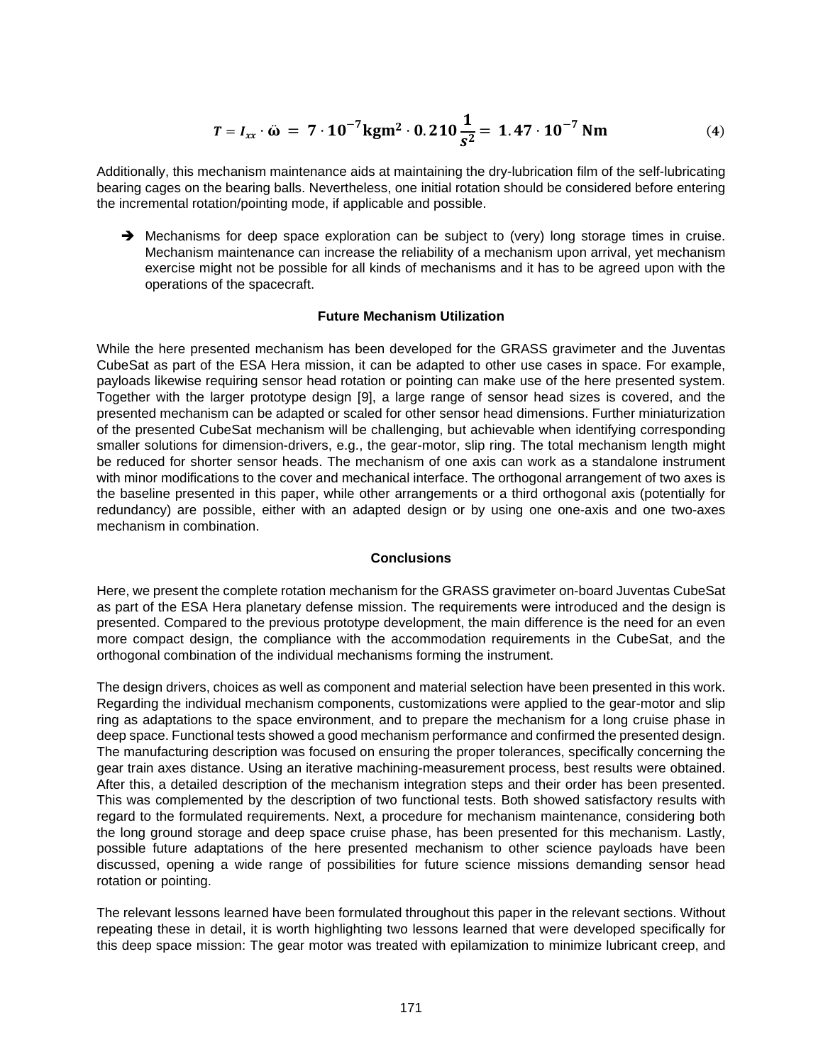$$T = I_{xx} \cdot \ddot{\omega} = \mathbf{7 \cdot 10^{-7} kgm^2 \cdot 0.210 \frac{1}{s^2} = 1.47 \cdot 10^{-7} \, Nm} \tag{4}$$

Additionally, this mechanism maintenance aids at maintaining the dry-lubrication film of the self-lubricating bearing cages on the bearing balls. Nevertheless, one initial rotation should be considered before entering the incremental rotation/pointing mode, if applicable and possible.

➔ Mechanisms for deep space exploration can be subject to (very) long storage times in cruise. Mechanism maintenance can increase the reliability of a mechanism upon arrival, yet mechanism exercise might not be possible for all kinds of mechanisms and it has to be agreed upon with the operations of the spacecraft.

### Future Mechanism Utilization

While the here presented mechanism has been developed for the GRASS gravimeter and the Juventas CubeSat as part of the ESA Hera mission, it can be adapted to other use cases in space. For example, payloads likewise requiring sensor head rotation or pointing can make use of the here presented system. Together with the larger prototype design [9], a large range of sensor head sizes is covered, and the presented mechanism can be adapted or scaled for other sensor head dimensions. Further miniaturization of the presented CubeSat mechanism will be challenging, but achievable when identifying corresponding smaller solutions for dimension-drivers, e.g., the gear-motor, slip ring. The total mechanism length might be reduced for shorter sensor heads. The mechanism of one axis can work as a standalone instrument with minor modifications to the cover and mechanical interface. The orthogonal arrangement of two axes is the baseline presented in this paper, while other arrangements or a third orthogonal axis (potentially for redundancy) are possible, either with an adapted design or by using one one-axis and one two-axes mechanism in combination.

### Conclusions

Here, we present the complete rotation mechanism for the GRASS gravimeter on-board Juventas CubeSat as part of the ESA Hera planetary defense mission. The requirements were introduced and the design is presented. Compared to the previous prototype development, the main difference is the need for an even more compact design, the compliance with the accommodation requirements in the CubeSat, and the orthogonal combination of the individual mechanisms forming the instrument.

The design drivers, choices as well as component and material selection have been presented in this work. Regarding the individual mechanism components, customizations were applied to the gear-motor and slip ring as adaptations to the space environment, and to prepare the mechanism for a long cruise phase in deep space. Functional tests showed a good mechanism performance and confirmed the presented design. The manufacturing description was focused on ensuring the proper tolerances, specifically concerning the gear train axes distance. Using an iterative machining-measurement process, best results were obtained. After this, a detailed description of the mechanism integration steps and their order has been presented. This was complemented by the description of two functional tests. Both showed satisfactory results with regard to the formulated requirements. Next, a procedure for mechanism maintenance, considering both the long ground storage and deep space cruise phase, has been presented for this mechanism. Lastly, possible future adaptations of the here presented mechanism to other science payloads have been discussed, opening a wide range of possibilities for future science missions demanding sensor head rotation or pointing.

The relevant lessons learned have been formulated throughout this paper in the relevant sections. Without repeating these in detail, it is worth highlighting two lessons learned that were developed specifically for this deep space mission: The gear motor was treated with epilamization to minimize lubricant creep, and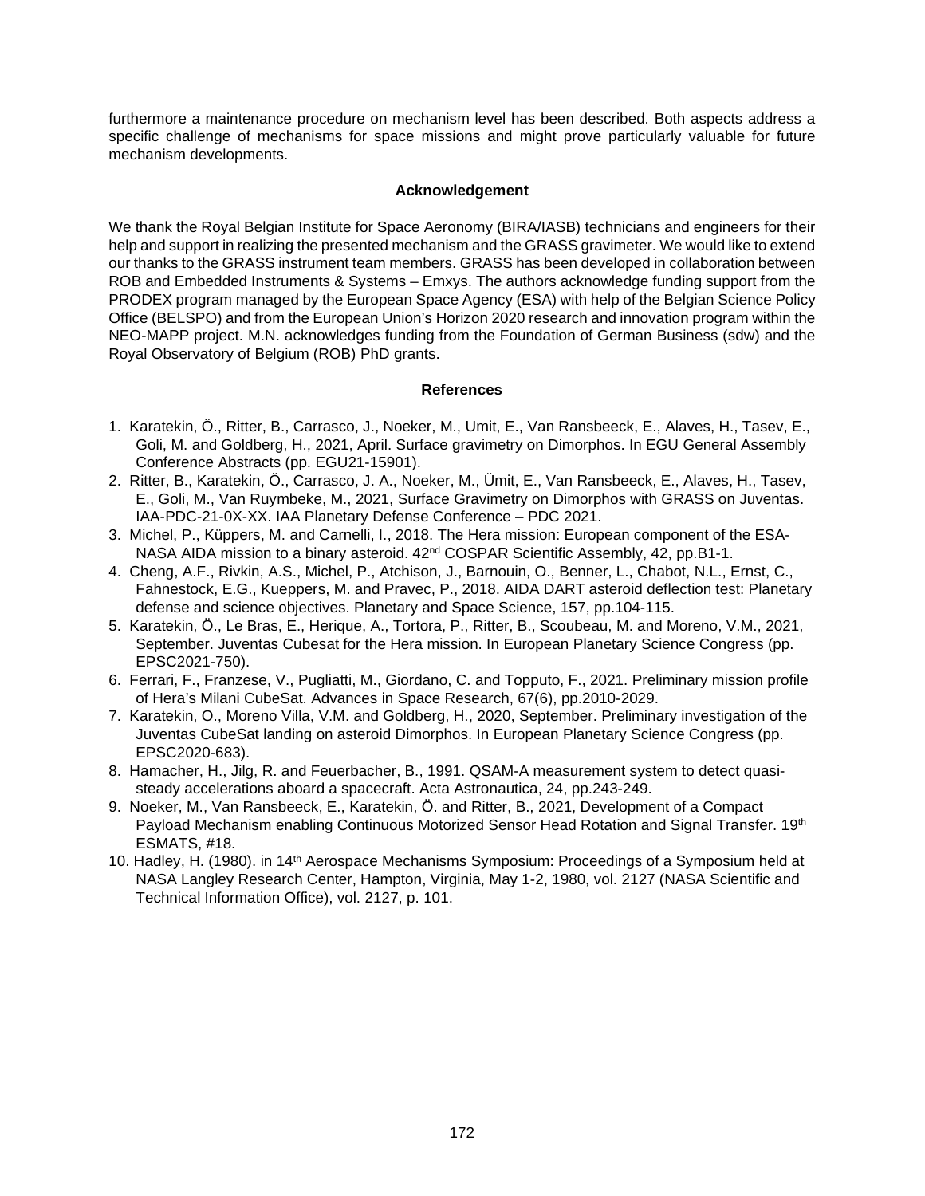furthermore a maintenance procedure on mechanism level has been described. Both aspects address a specific challenge of mechanisms for space missions and might prove particularly valuable for future mechanism developments.

## Acknowledgement

We thank the Royal Belgian Institute for Space Aeronomy (BIRA/IASB) technicians and engineers for their help and support in realizing the presented mechanism and the GRASS gravimeter. We would like to extend our thanks to the GRASS instrument team members. GRASS has been developed in collaboration between ROB and Embedded Instruments & Systems – Emxys. The authors acknowledge funding support from the PRODEX program managed by the European Space Agency (ESA) with help of the Belgian Science Policy Office (BELSPO) and from the European Union's Horizon 2020 research and innovation program within the NEO-MAPP project. M.N. acknowledges funding from the Foundation of German Business (sdw) and the Royal Observatory of Belgium (ROB) PhD grants.

## References

1. Karatekin, Ö., Ritter, B., Carrasco, J., Noeker, M., Umit, E., Van Ransbeeck, E., Alaves, H., Tasev, E., Goli, M. and Goldberg, H., 2021, April. Surface gravimetry on Dimorphos. In EGU General Assembly Conference Abstracts (pp. EGU21-15901).
2. Ritter, B., Karatekin, Ö., Carrasco, J. A., Noeker, M., Ümit, E., Van Ransbeeck, E., Alaves, H., Tasev, E., Goli, M., Van Ruymbeke, M., 2021, Surface Gravimetry on Dimorphos with GRASS on Juventas. IAA-PDC-21-0X-XX. IAA Planetary Defense Conference – PDC 2021.
3. Michel, P., Küppers, M. and Carnelli, I., 2018. The Hera mission: European component of the ESA-NASA AIDA mission to a binary asteroid. 42nd COSPAR Scientific Assembly, 42, pp.B1-1.
4. Cheng, A.F., Rivkin, A.S., Michel, P., Atchison, J., Barnouin, O., Benner, L., Chabot, N.L., Ernst, C., Fahnestock, E.G., Kueppers, M. and Pravec, P., 2018. AIDA DART asteroid deflection test: Planetary defense and science objectives. Planetary and Space Science, 157, pp.104-115.
5. Karatekin, Ö., Le Bras, E., Herique, A., Tortora, P., Ritter, B., Scoubeau, M. and Moreno, V.M., 2021, September. Juventas Cubesat for the Hera mission. In European Planetary Science Congress (pp. EPSC2021-750).
6. Ferrari, F., Franzese, V., Pugliatti, M., Giordano, C. and Topputo, F., 2021. Preliminary mission profile of Hera's Milani CubeSat. Advances in Space Research, 67(6), pp.2010-2029.
7. Karatekin, O., Moreno Villa, V.M. and Goldberg, H., 2020, September. Preliminary investigation of the Juventas CubeSat landing on asteroid Dimorphos. In European Planetary Science Congress (pp. EPSC2020-683).
8. Hamacher, H., Jilg, R. and Feuerbacher, B., 1991. QSAM-A measurement system to detect quasi-steady accelerations aboard a spacecraft. Acta Astronautica, 24, pp.243-249.
9. Noeker, M., Van Ransbeeck, E., Karatekin, Ö. and Ritter, B., 2021, Development of a Compact Payload Mechanism enabling Continuous Motorized Sensor Head Rotation and Signal Transfer. 19th ESMATS, #18.
10. Hadley, H. (1980). in 14th Aerospace Mechanisms Symposium: Proceedings of a Symposium held at NASA Langley Research Center, Hampton, Virginia, May 1-2, 1980, vol. 2127 (NASA Scientific and Technical Information Office), vol. 2127, p. 101.